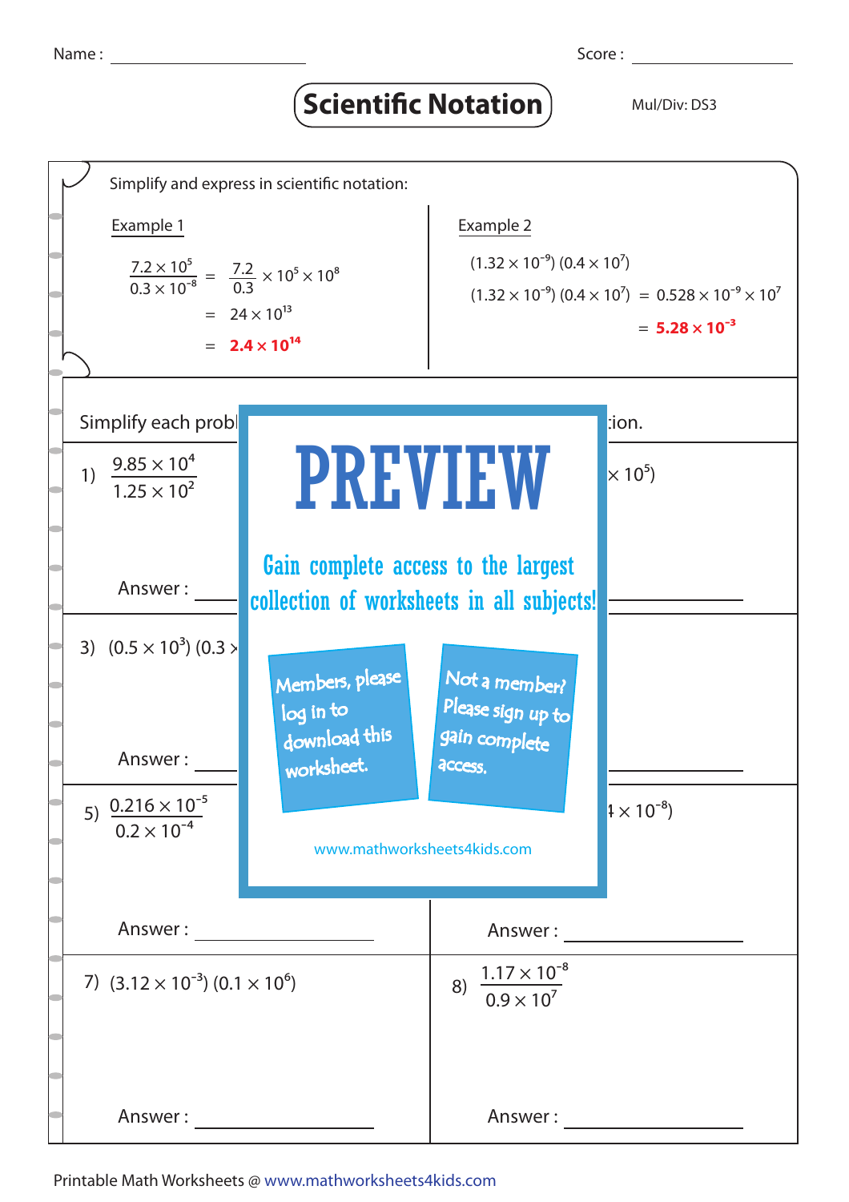Name : ______________ Score : ______________

# Scientific Notation

Mul/Div: DS3

Simplify and express in scientific notation:

**Example 1**

$$\frac{7.2 \times 10^{5}}{0.3 \times 10^{-8}} = \frac{7.2}{0.3} \times 10^{5} \times 10^{8}$$

$$= 24 \times 10^{13}$$

$$= \mathbf{2.4 \times 10^{14}}$$

**Example 2**

$(1.32 \times 10^{-9})\,(0.4 \times 10^{7})$

$(1.32 \times 10^{-9})\,(0.4 \times 10^{7}) = 0.528 \times 10^{-9} \times 10^{7}$

$= \mathbf{5.28 \times 10^{-3}}$

Simplify each probl... ...tion.

1) $\dfrac{9.85 \times 10^{4}}{1.25 \times 10^{2}}$

Answer : ______________

2) ... $\times 10^{5})$

Answer : ______________

3) $(0.5 \times 10^{3})\,(0.3 \times$ ...

Answer : ______________

4)

Answer : ______________

5) $\dfrac{0.216 \times 10^{-5}}{0.2 \times 10^{-4}}$

Answer : ______________

6) ... $4 \times 10^{-8})$

Answer : ______________

7) $(3.12 \times 10^{-3})\,(0.1 \times 10^{6})$

Answer : ______________

8) $\dfrac{1.17 \times 10^{-8}}{0.9 \times 10^{7}}$

Answer : ______________

**PREVIEW**

Gain complete access to the largest collection of worksheets in all subjects!

Members, please log in to download this worksheet.

Not a member? Please sign up to gain complete access.

www.mathworksheets4kids.com

Printable Math Worksheets @ www.mathworksheets4kids.com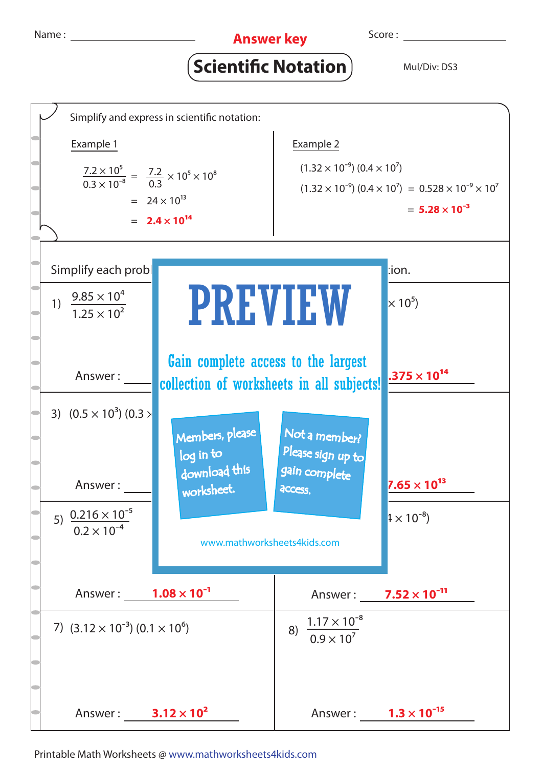Name : ____________ **Answer key** Score : ____________

# Scientific Notation

Mul/Div: DS3

Simplify and express in scientific notation:

**Example 1**

$$\frac{7.2 \times 10^5}{0.3 \times 10^{-8}} = \frac{7.2}{0.3} \times 10^5 \times 10^8$$

$$= 24 \times 10^{13}$$

$$= \mathbf{2.4 \times 10^{14}}$$

**Example 2**

$(1.32 \times 10^{-9})\ (0.4 \times 10^7)$

$(1.32 \times 10^{-9})\ (0.4 \times 10^7) = 0.528 \times 10^{-9} \times 10^7$

$= \mathbf{5.28 \times 10^{-3}}$

Simplify each probl ... tion.

1) $\dfrac{9.85 \times 10^4}{1.25 \times 10^2}$

Answer : ____________

... $\times 10^5)$

Answer : **.375 × 10^14**

3) $(0.5 \times 10^3)\ (0.3 \times$ ...

Answer : ____________

Answer : **7.65 × 10^13**

5) $\dfrac{0.216 \times 10^{-5}}{0.2 \times 10^{-4}}$

Answer : $\mathbf{1.08 \times 10^{-1}}$

... $4 \times 10^{-8})$

Answer : $\mathbf{7.52 \times 10^{-11}}$

7) $(3.12 \times 10^{-3})\ (0.1 \times 10^6)$

Answer : $\mathbf{3.12 \times 10^2}$

8) $\dfrac{1.17 \times 10^{-8}}{0.9 \times 10^7}$

Answer : $\mathbf{1.3 \times 10^{-15}}$

PREVIEW

Gain complete access to the largest collection of worksheets in all subjects!

Members, please log in to download this worksheet.

Not a member? Please sign up to gain complete access.

www.mathworksheets4kids.com

Printable Math Worksheets @ www.mathworksheets4kids.com